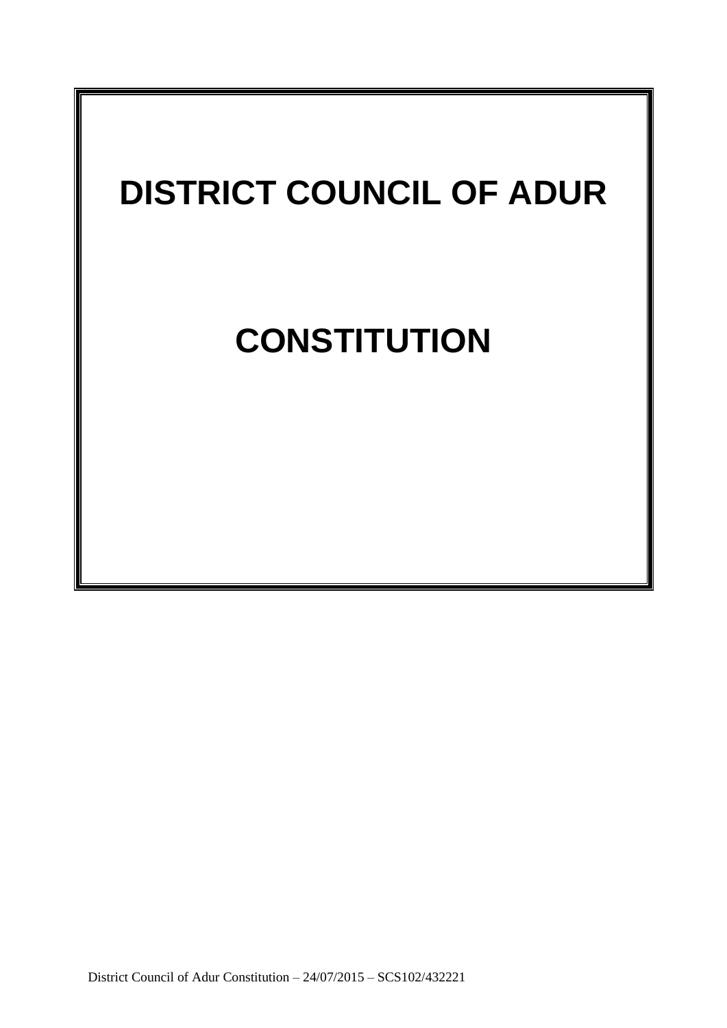# DISTRICT COUNCIL OF ADUR

# CONSTITUTION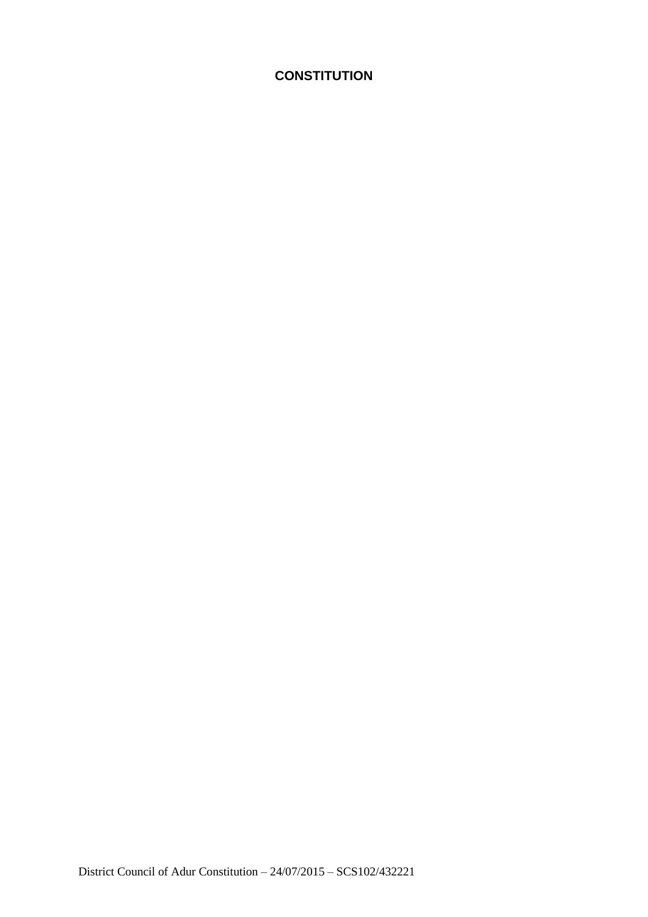# CONSTITUTION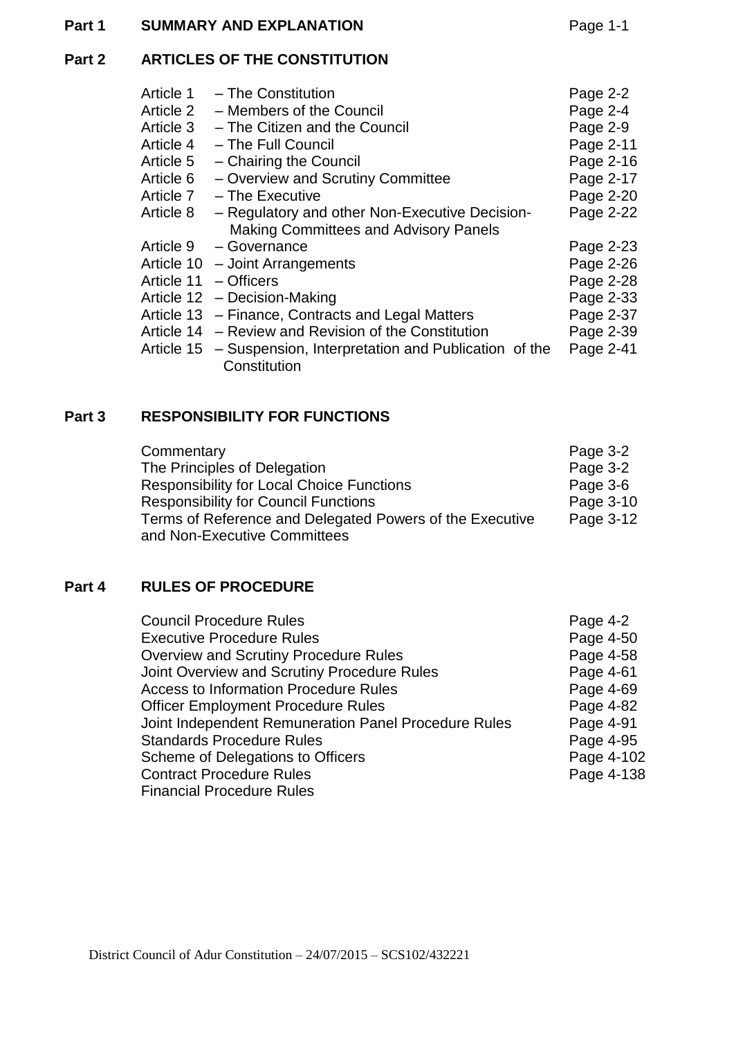| | | |
|---|---|---|
| **Part 1** | **SUMMARY AND EXPLANATION** | Page 1-1 |

**Part 2 ARTICLES OF THE CONSTITUTION**

| | | |
|---|---|---|
| Article 1 | – The Constitution | Page 2-2 |
| Article 2 | – Members of the Council | Page 2-4 |
| Article 3 | – The Citizen and the Council | Page 2-9 |
| Article 4 | – The Full Council | Page 2-11 |
| Article 5 | – Chairing the Council | Page 2-16 |
| Article 6 | – Overview and Scrutiny Committee | Page 2-17 |
| Article 7 | – The Executive | Page 2-20 |
| Article 8 | – Regulatory and other Non-Executive Decision-Making Committees and Advisory Panels | Page 2-22 |
| Article 9 | – Governance | Page 2-23 |
| Article 10 | – Joint Arrangements | Page 2-26 |
| Article 11 | – Officers | Page 2-28 |
| Article 12 | – Decision-Making | Page 2-33 |
| Article 13 | – Finance, Contracts and Legal Matters | Page 2-37 |
| Article 14 | – Review and Revision of the Constitution | Page 2-39 |
| Article 15 | – Suspension, Interpretation and Publication of the Constitution | Page 2-41 |

**Part 3 RESPONSIBILITY FOR FUNCTIONS**

| | |
|---|---|
| Commentary | Page 3-2 |
| The Principles of Delegation | Page 3-2 |
| Responsibility for Local Choice Functions | Page 3-6 |
| Responsibility for Council Functions | Page 3-10 |
| Terms of Reference and Delegated Powers of the Executive and Non-Executive Committees | Page 3-12 |

**Part 4 RULES OF PROCEDURE**

| | |
|---|---|
| Council Procedure Rules | Page 4-2 |
| Executive Procedure Rules | Page 4-50 |
| Overview and Scrutiny Procedure Rules | Page 4-58 |
| Joint Overview and Scrutiny Procedure Rules | Page 4-61 |
| Access to Information Procedure Rules | Page 4-69 |
| Officer Employment Procedure Rules | Page 4-82 |
| Joint Independent Remuneration Panel Procedure Rules | Page 4-91 |
| Standards Procedure Rules | Page 4-95 |
| Scheme of Delegations to Officers | Page 4-102 |
| Contract Procedure Rules | Page 4-138 |
| Financial Procedure Rules | |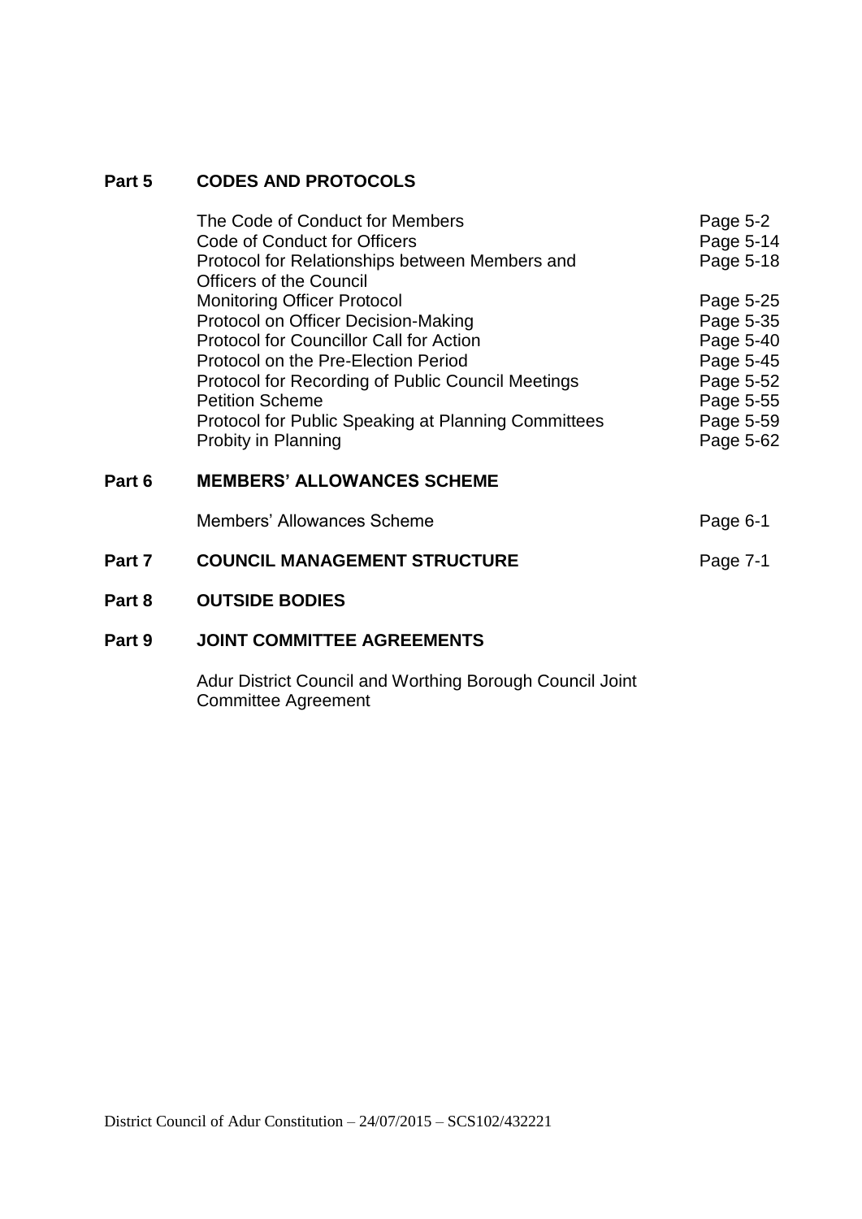## Part 5 CODES AND PROTOCOLS

| | |
|---|---|
| The Code of Conduct for Members | Page 5-2 |
| Code of Conduct for Officers | Page 5-14 |
| Protocol for Relationships between Members and Officers of the Council | Page 5-18 |
| Monitoring Officer Protocol | Page 5-25 |
| Protocol on Officer Decision-Making | Page 5-35 |
| Protocol for Councillor Call for Action | Page 5-40 |
| Protocol on the Pre-Election Period | Page 5-45 |
| Protocol for Recording of Public Council Meetings | Page 5-52 |
| Petition Scheme | Page 5-55 |
| Protocol for Public Speaking at Planning Committees | Page 5-59 |
| Probity in Planning | Page 5-62 |

## Part 6 MEMBERS' ALLOWANCES SCHEME

| | |
|---|---|
| Members' Allowances Scheme | Page 6-1 |

## Part 7 COUNCIL MANAGEMENT STRUCTURE — Page 7-1

## Part 8 OUTSIDE BODIES

## Part 9 JOINT COMMITTEE AGREEMENTS

Adur District Council and Worthing Borough Council Joint Committee Agreement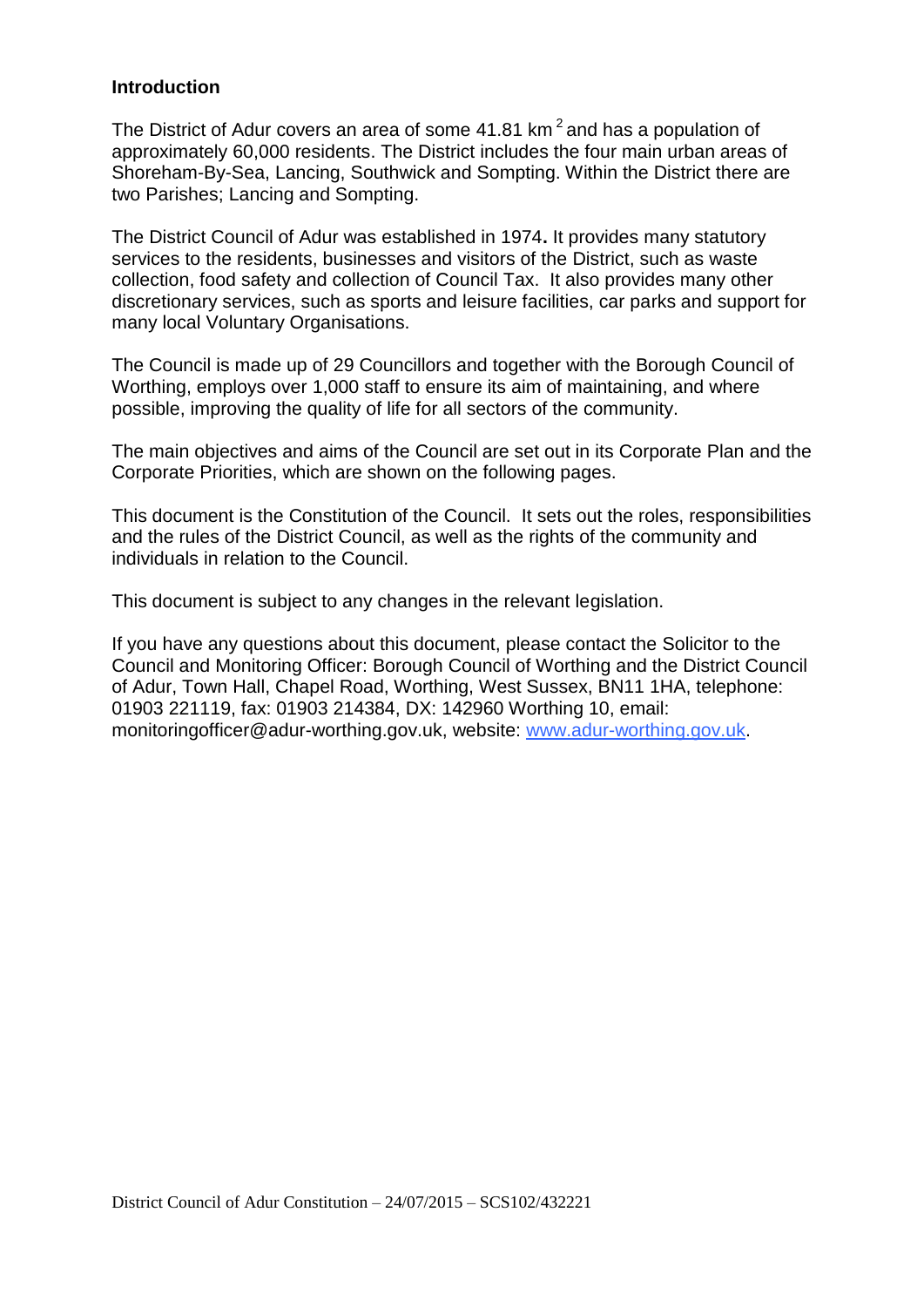## Introduction

The District of Adur covers an area of some 41.81 $km^2$ and has a population of approximately 60,000 residents. The District includes the four main urban areas of Shoreham-By-Sea, Lancing, Southwick and Sompting. Within the District there are two Parishes; Lancing and Sompting.

The District Council of Adur was established in 1974**.** It provides many statutory services to the residents, businesses and visitors of the District, such as waste collection, food safety and collection of Council Tax. It also provides many other discretionary services, such as sports and leisure facilities, car parks and support for many local Voluntary Organisations.

The Council is made up of 29 Councillors and together with the Borough Council of Worthing, employs over 1,000 staff to ensure its aim of maintaining, and where possible, improving the quality of life for all sectors of the community.

The main objectives and aims of the Council are set out in its Corporate Plan and the Corporate Priorities, which are shown on the following pages.

This document is the Constitution of the Council. It sets out the roles, responsibilities and the rules of the District Council, as well as the rights of the community and individuals in relation to the Council.

This document is subject to any changes in the relevant legislation.

If you have any questions about this document, please contact the Solicitor to the Council and Monitoring Officer: Borough Council of Worthing and the District Council of Adur, Town Hall, Chapel Road, Worthing, West Sussex, BN11 1HA, telephone: 01903 221119, fax: 01903 214384, DX: 142960 Worthing 10, email: monitoringofficer@adur-worthing.gov.uk, website: [www.adur-worthing.gov.uk](http://www.adur-worthing.gov.uk).